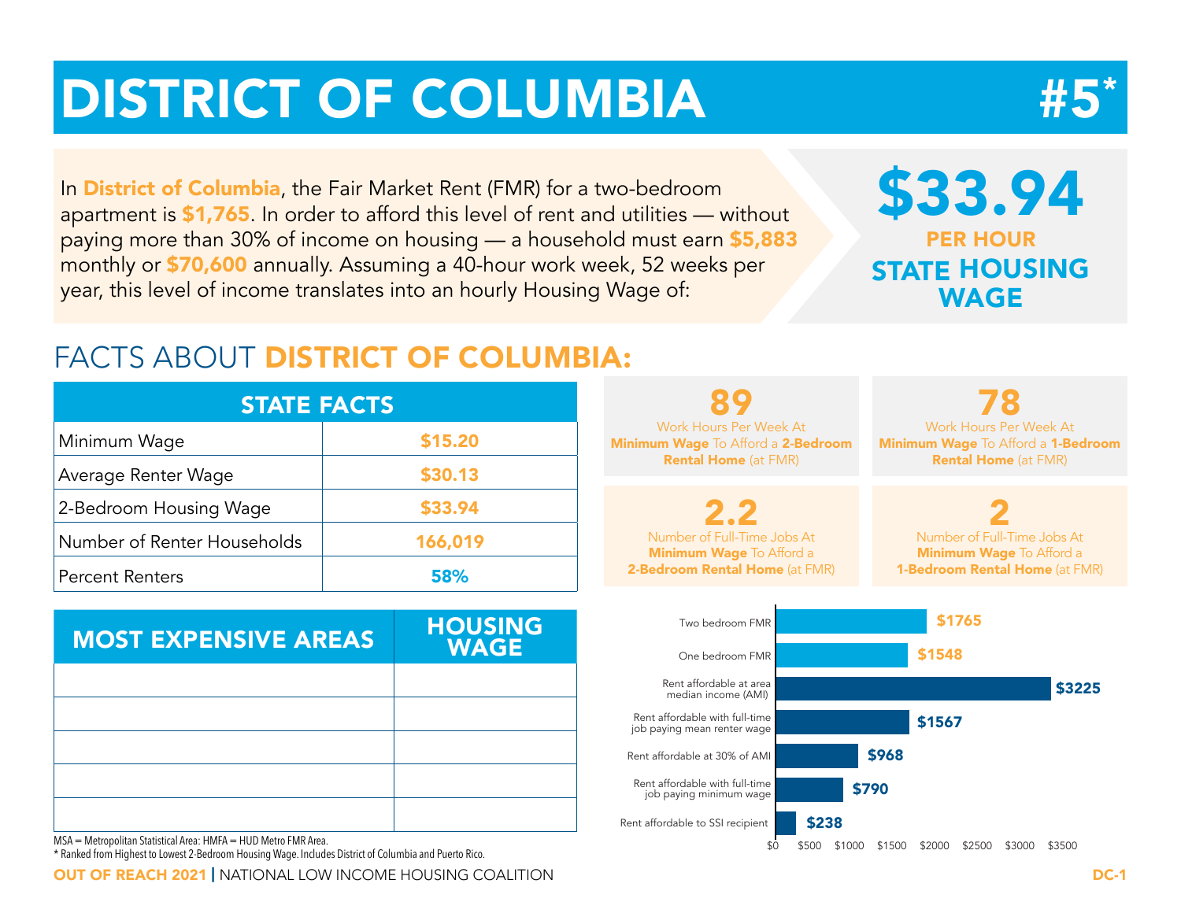# DISTRICT OF COLUMBIA #5*

In **District of Columbia**, the Fair Market Rent (FMR) for a two-bedroom apartment is **$1,765**. In order to afford this level of rent and utilities — without paying more than 30% of income on housing — a household must earn **$5,883** monthly or **$70,600** annually. Assuming a 40-hour work week, 52 weeks per year, this level of income translates into an hourly Housing Wage of:

**$33.94**
**PER HOUR**
**STATE HOUSING WAGE**

## FACTS ABOUT DISTRICT OF COLUMBIA:

| STATE FACTS | |
|---|---|
| Minimum Wage | $15.20 |
| Average Renter Wage | $30.13 |
| 2-Bedroom Housing Wage | $33.94 |
| Number of Renter Households | 166,019 |
| Percent Renters | 58% |

**89** Work Hours Per Week At **Minimum Wage** To Afford a **2-Bedroom Rental Home** (at FMR)

**78** Work Hours Per Week At **Minimum Wage** To Afford a **1-Bedroom Rental Home** (at FMR)

**2.2** Number of Full-Time Jobs At **Minimum Wage** To Afford a **2-Bedroom Rental Home** (at FMR)

**2** Number of Full-Time Jobs At **Minimum Wage** To Afford a **1-Bedroom Rental Home** (at FMR)

| MOST EXPENSIVE AREAS | HOUSING WAGE |
|---|---|
| | |
| | |
| | |
| | |
| | |

| | |
|---|---|
| Two bedroom FMR | $1765 |
| One bedroom FMR | $1548 |
| Rent affordable at area median income (AMI) | $3225 |
| Rent affordable with full-time job paying mean renter wage | $1567 |
| Rent affordable at 30% of AMI | $968 |
| Rent affordable with full-time job paying minimum wage | $790 |
| Rent affordable to SSI recipient | $238 |

MSA = Metropolitan Statistical Area: HMFA = HUD Metro FMR Area.

* Ranked from Highest to Lowest 2-Bedroom Housing Wage. Includes District of Columbia and Puerto Rico.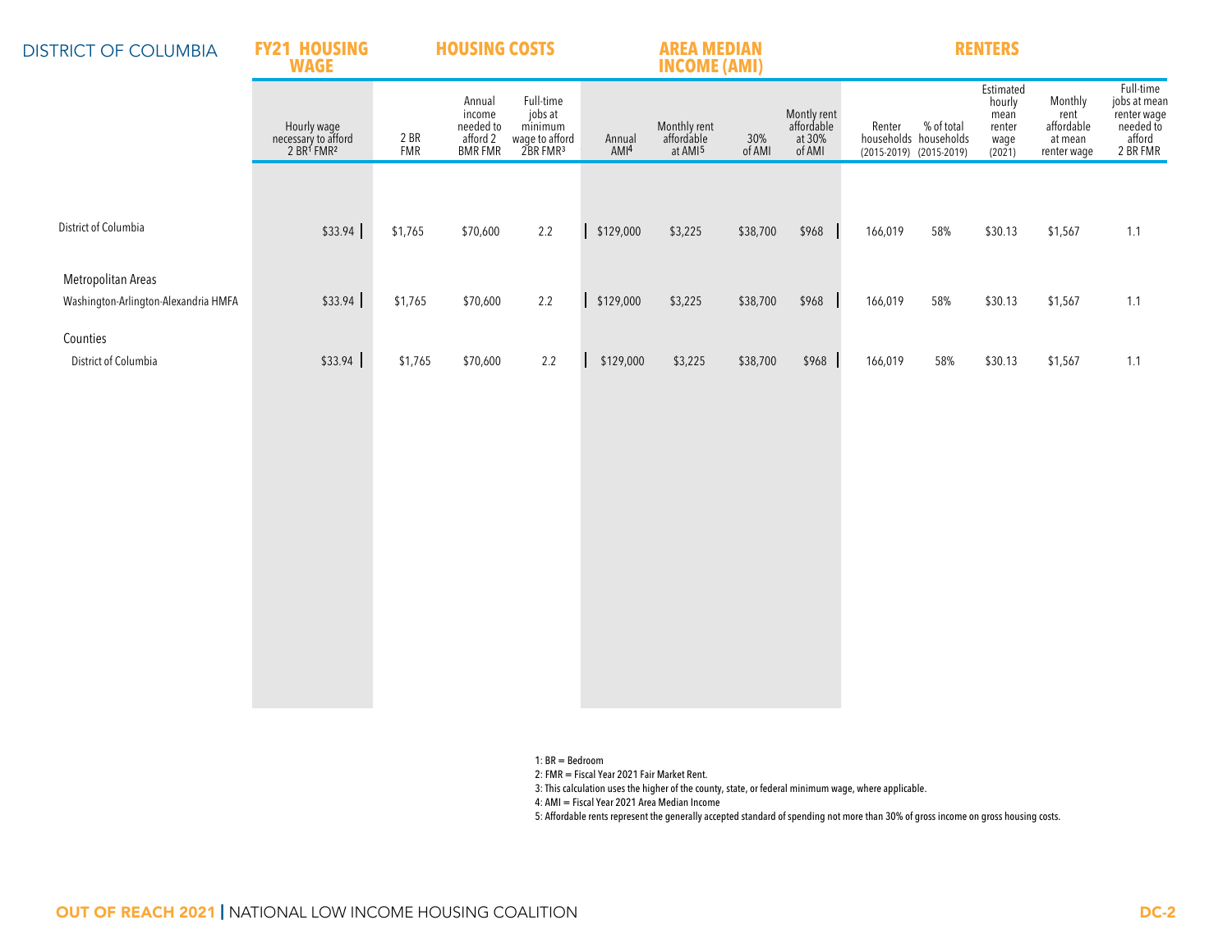# DISTRICT OF COLUMBIA

| | FY21 HOUSING WAGE | HOUSING COSTS | | | AREA MEDIAN INCOME (AMI) | | | | RENTERS | | | | |
|---|---|---|---|---|---|---|---|---|---|---|---|---|---|
| | Hourly wage necessary to afford 2 BR[1] FMR[2] | 2 BR FMR | Annual income needed to afford 2 BMR FMR | Full-time jobs at minimum wage to afford 2BR FMR[3] | Annual AMI[4] | Monthly rent affordable at AMI[5] | 30% of AMI | Montly rent affordable at 30% of AMI | Renter households (2015-2019) | % of total households (2015-2019) | Estimated hourly mean renter wage (2021) | Monthly rent affordable at mean renter wage | Full-time jobs at mean renter wage needed to afford 2 BR FMR |
| District of Columbia | $33.94 | $1,765 | $70,600 | 2.2 | $129,000 | $3,225 | $38,700 | $968 | 166,019 | 58% | $30.13 | $1,567 | 1.1 |
| **Metropolitan Areas** | | | | | | | | | | | | | |
| Washington-Arlington-Alexandria HMFA | $33.94 | $1,765 | $70,600 | 2.2 | $129,000 | $3,225 | $38,700 | $968 | 166,019 | 58% | $30.13 | $1,567 | 1.1 |
| **Counties** | | | | | | | | | | | | | |
| District of Columbia | $33.94 | $1,765 | $70,600 | 2.2 | $129,000 | $3,225 | $38,700 | $968 | 166,019 | 58% | $30.13 | $1,567 | 1.1 |

1: BR = Bedroom

2: FMR = Fiscal Year 2021 Fair Market Rent.

3: This calculation uses the higher of the county, state, or federal minimum wage, where applicable.

4: AMI = Fiscal Year 2021 Area Median Income

5: Affordable rents represent the generally accepted standard of spending not more than 30% of gross income on gross housing costs.